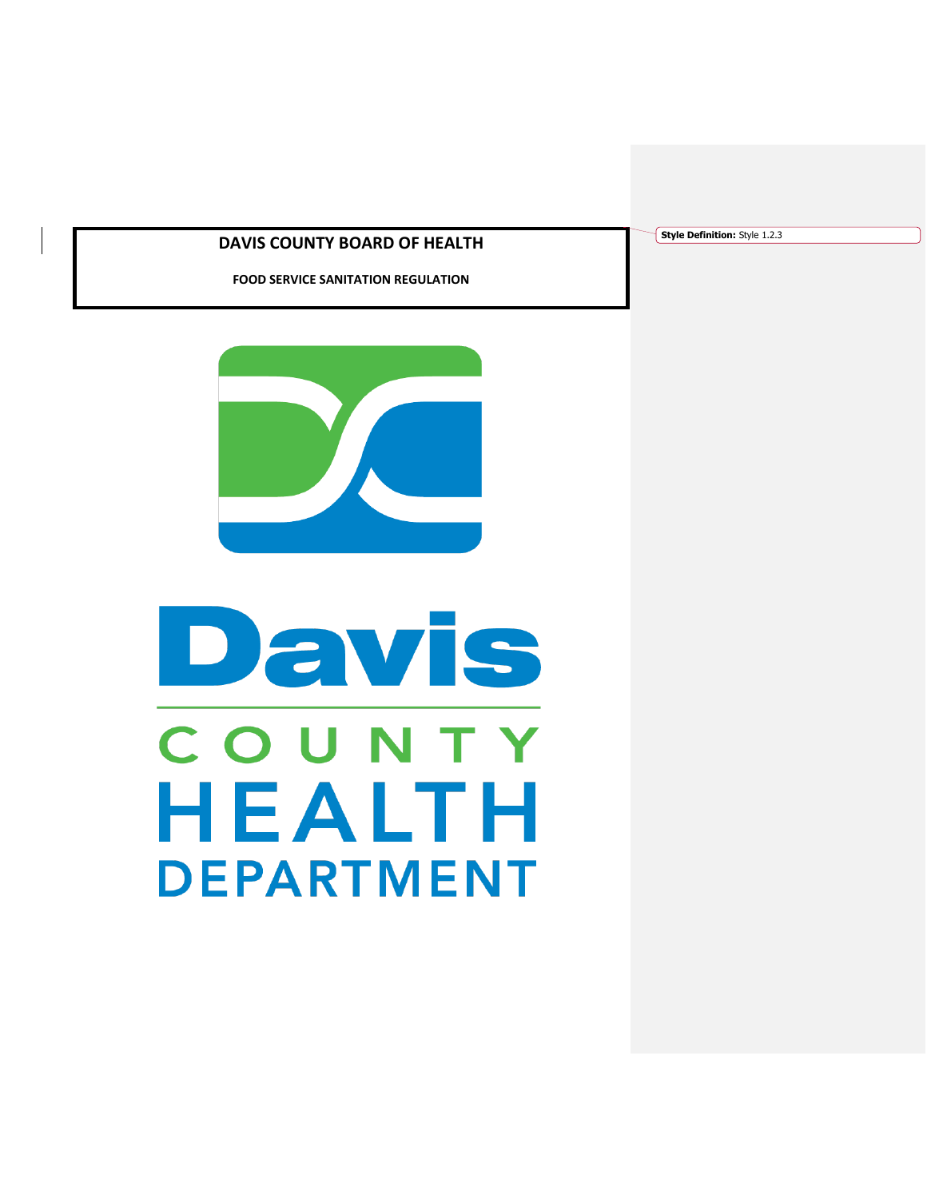# DAVIS COUNTY BOARD OF HEALTH

## FOOD SERVICE SANITATION REGULATION

Davis

COUNTY

HEALTH

DEPARTMENT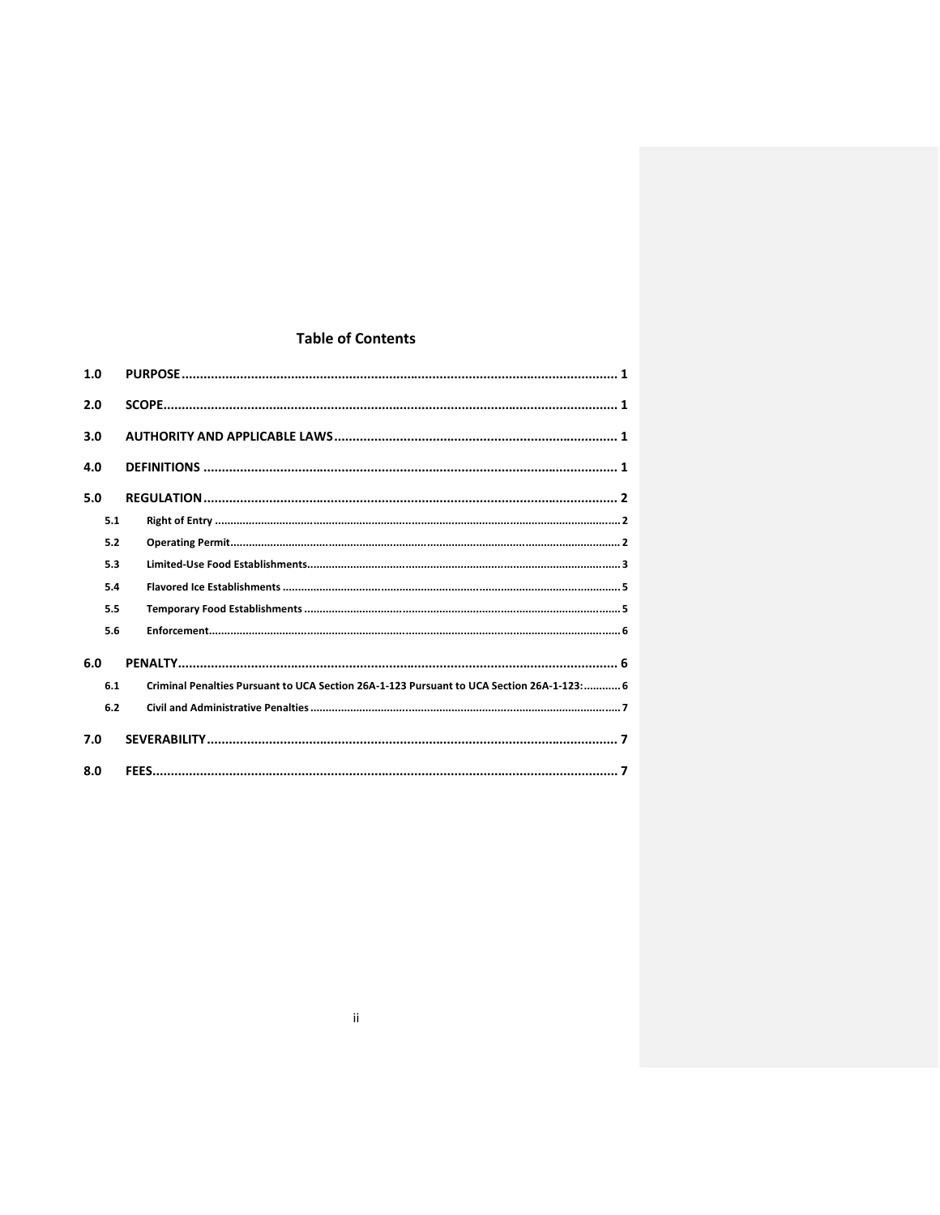# Table of Contents

| | | |
|---|---|---|
| **1.0** | **PURPOSE** | **1** |
| **2.0** | **SCOPE** | **1** |
| **3.0** | **AUTHORITY AND APPLICABLE LAWS** | **1** |
| **4.0** | **DEFINITIONS** | **1** |
| **5.0** | **REGULATION** | **2** |
| 5.1 | Right of Entry | 2 |
| 5.2 | Operating Permit | 2 |
| 5.3 | Limited-Use Food Establishments | 3 |
| 5.4 | Flavored Ice Establishments | 5 |
| 5.5 | Temporary Food Establishments | 5 |
| 5.6 | Enforcement | 6 |
| **6.0** | **PENALTY** | **6** |
| 6.1 | Criminal Penalties Pursuant to UCA Section 26A-1-123 Pursuant to UCA Section 26A-1-123: | 6 |
| 6.2 | Civil and Administrative Penalties | 7 |
| **7.0** | **SEVERABILITY** | **7** |
| **8.0** | **FEES** | **7** |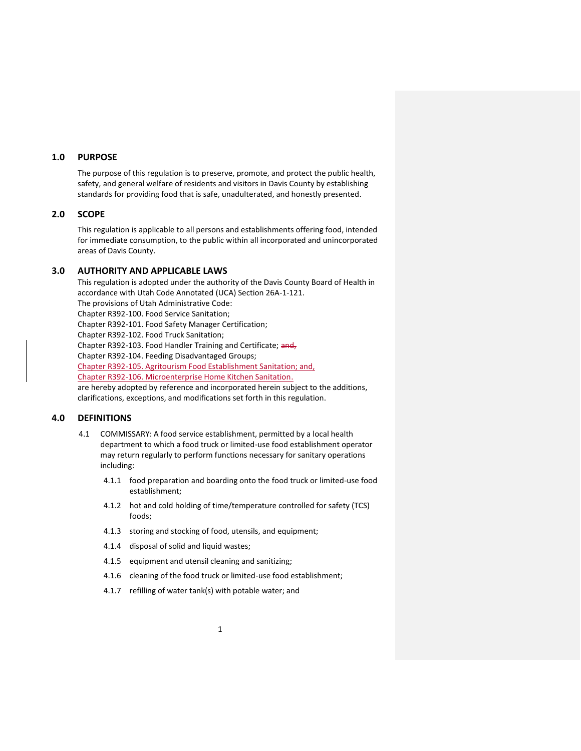## 1.0 PURPOSE

The purpose of this regulation is to preserve, promote, and protect the public health, safety, and general welfare of residents and visitors in Davis County by establishing standards for providing food that is safe, unadulterated, and honestly presented.

## 2.0 SCOPE

This regulation is applicable to all persons and establishments offering food, intended for immediate consumption, to the public within all incorporated and unincorporated areas of Davis County.

## 3.0 AUTHORITY AND APPLICABLE LAWS

This regulation is adopted under the authority of the Davis County Board of Health in accordance with Utah Code Annotated (UCA) Section 26A-1-121.
The provisions of Utah Administrative Code:
Chapter R392-100. Food Service Sanitation;
Chapter R392-101. Food Safety Manager Certification;
Chapter R392-102. Food Truck Sanitation;
Chapter R392-103. Food Handler Training and Certificate; ~~and,~~
Chapter R392-104. Feeding Disadvantaged Groups;
Chapter R392-105. Agritourism Food Establishment Sanitation; and,
Chapter R392-106. Microenterprise Home Kitchen Sanitation.
are hereby adopted by reference and incorporated herein subject to the additions, clarifications, exceptions, and modifications set forth in this regulation.

## 4.0 DEFINITIONS

4.1 COMMISSARY: A food service establishment, permitted by a local health department to which a food truck or limited-use food establishment operator may return regularly to perform functions necessary for sanitary operations including:

- 4.1.1 food preparation and boarding onto the food truck or limited-use food establishment;
- 4.1.2 hot and cold holding of time/temperature controlled for safety (TCS) foods;
- 4.1.3 storing and stocking of food, utensils, and equipment;
- 4.1.4 disposal of solid and liquid wastes;
- 4.1.5 equipment and utensil cleaning and sanitizing;
- 4.1.6 cleaning of the food truck or limited-use food establishment;
- 4.1.7 refilling of water tank(s) with potable water; and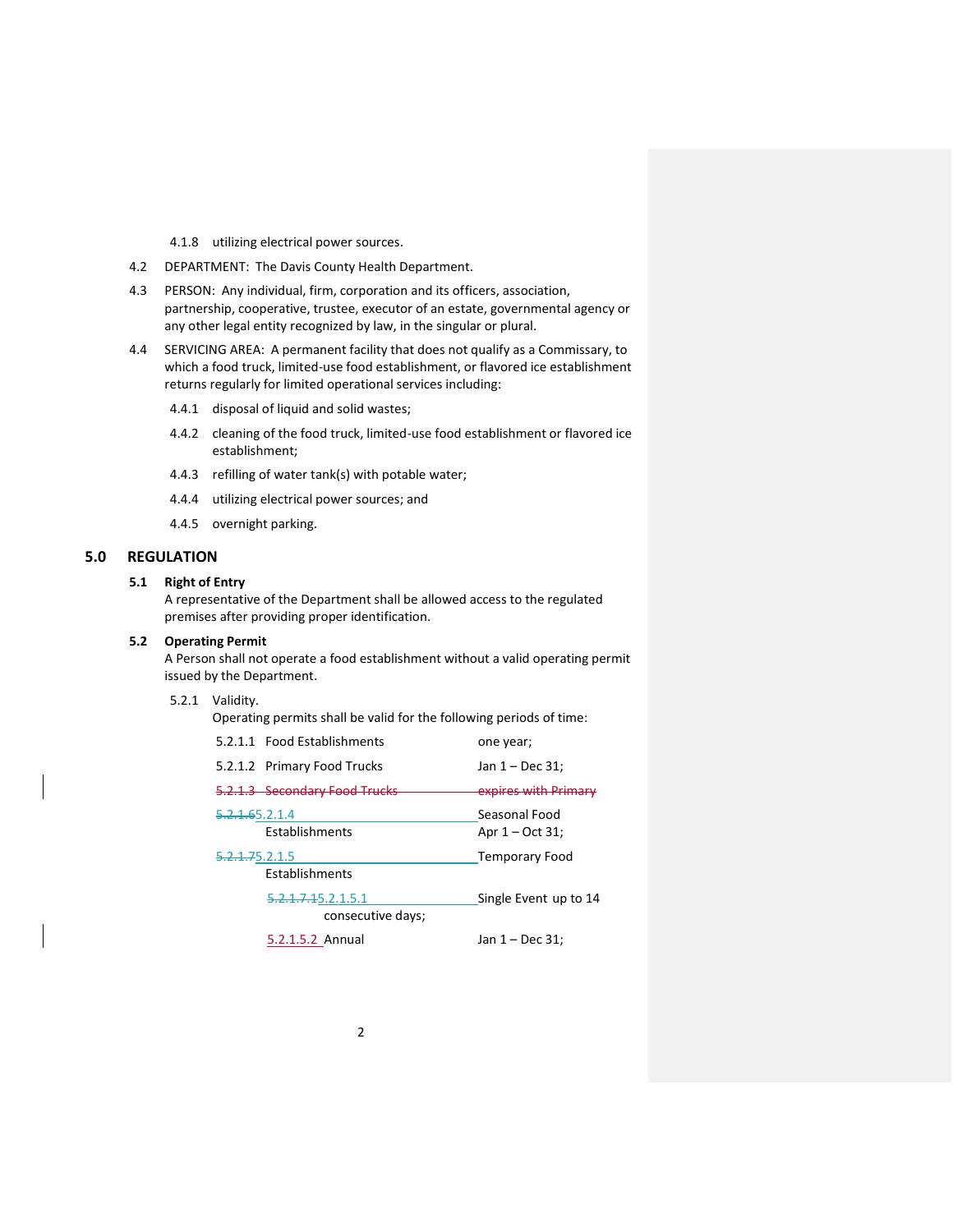4.1.8 utilizing electrical power sources.

4.2 DEPARTMENT: The Davis County Health Department.

4.3 PERSON: Any individual, firm, corporation and its officers, association, partnership, cooperative, trustee, executor of an estate, governmental agency or any other legal entity recognized by law, in the singular or plural.

4.4 SERVICING AREA: A permanent facility that does not qualify as a Commissary, to which a food truck, limited-use food establishment, or flavored ice establishment returns regularly for limited operational services including:

4.4.1 disposal of liquid and solid wastes;

4.4.2 cleaning of the food truck, limited-use food establishment or flavored ice establishment;

4.4.3 refilling of water tank(s) with potable water;

4.4.4 utilizing electrical power sources; and

4.4.5 overnight parking.

## 5.0 REGULATION

### 5.1 Right of Entry

A representative of the Department shall be allowed access to the regulated premises after providing proper identification.

### 5.2 Operating Permit

A Person shall not operate a food establishment without a valid operating permit issued by the Department.

5.2.1 Validity.
Operating permits shall be valid for the following periods of time:

5.2.1.1 Food Establishments — one year;

5.2.1.2 Primary Food Trucks — Jan 1 – Dec 31;

~~5.2.1.3 Secondary Food Trucks — expires with Primary~~

~~5.2.1.6~~5.2.1.4 Seasonal Food Establishments — Apr 1 – Oct 31;

~~5.2.1.7~~5.2.1.5 Temporary Food Establishments

~~5.2.1.7.1~~5.2.1.5.1 Single Event — up to 14 consecutive days;

5.2.1.5.2 Annual — Jan 1 – Dec 31;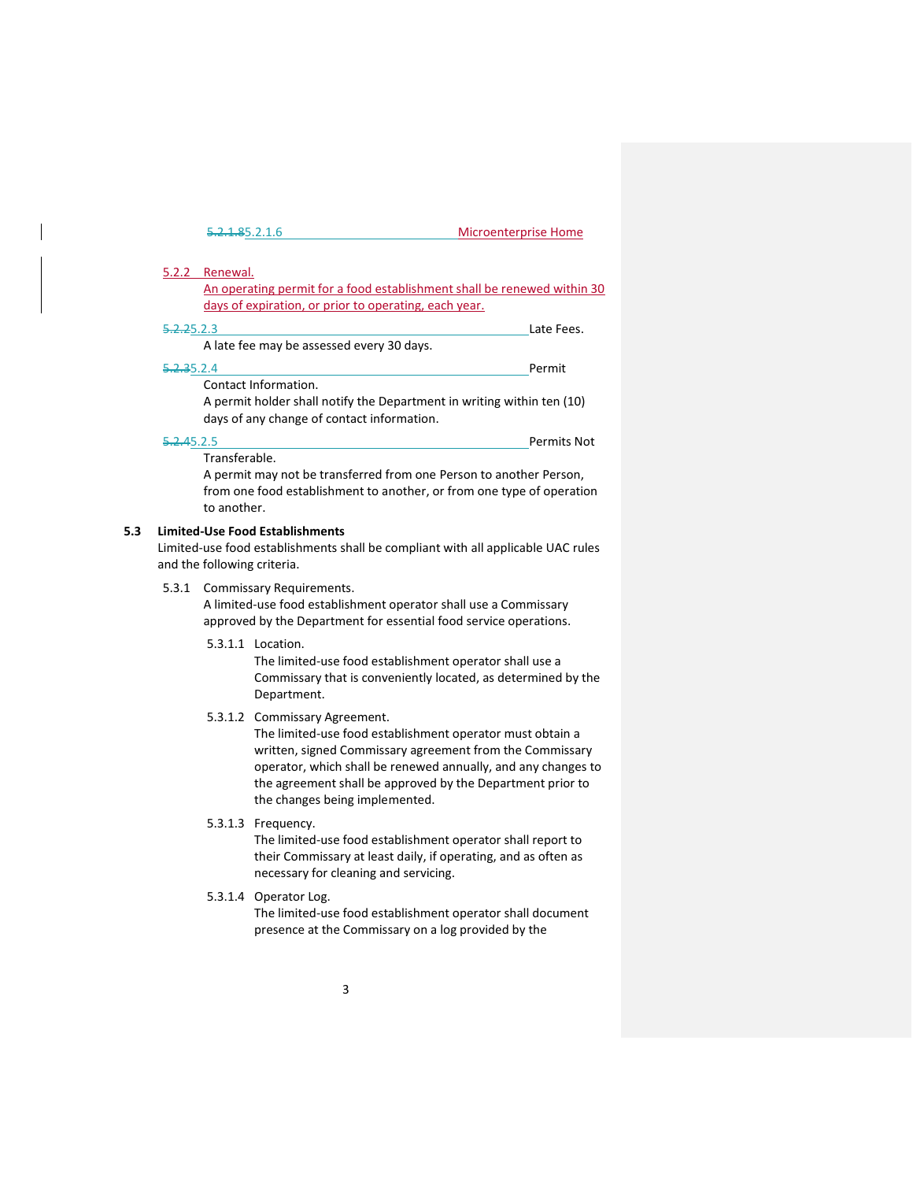5.2.1.6 Microenterprise Home

5.2.2 Renewal.

An operating permit for a food establishment shall be renewed within 30 days of expiration, or prior to operating, each year.

5.2.3 Late Fees.

A late fee may be assessed every 30 days.

5.2.4 Permit Contact Information.

A permit holder shall notify the Department in writing within ten (10) days of any change of contact information.

5.2.5 Permits Not Transferable.

A permit may not be transferred from one Person to another Person, from one food establishment to another, or from one type of operation to another.

**5.3 Limited-Use Food Establishments**

Limited-use food establishments shall be compliant with all applicable UAC rules and the following criteria.

5.3.1 Commissary Requirements.

A limited-use food establishment operator shall use a Commissary approved by the Department for essential food service operations.

5.3.1.1 Location.

The limited-use food establishment operator shall use a Commissary that is conveniently located, as determined by the Department.

5.3.1.2 Commissary Agreement.

The limited-use food establishment operator must obtain a written, signed Commissary agreement from the Commissary operator, which shall be renewed annually, and any changes to the agreement shall be approved by the Department prior to the changes being implemented.

5.3.1.3 Frequency.

The limited-use food establishment operator shall report to their Commissary at least daily, if operating, and as often as necessary for cleaning and servicing.

5.3.1.4 Operator Log.

The limited-use food establishment operator shall document presence at the Commissary on a log provided by the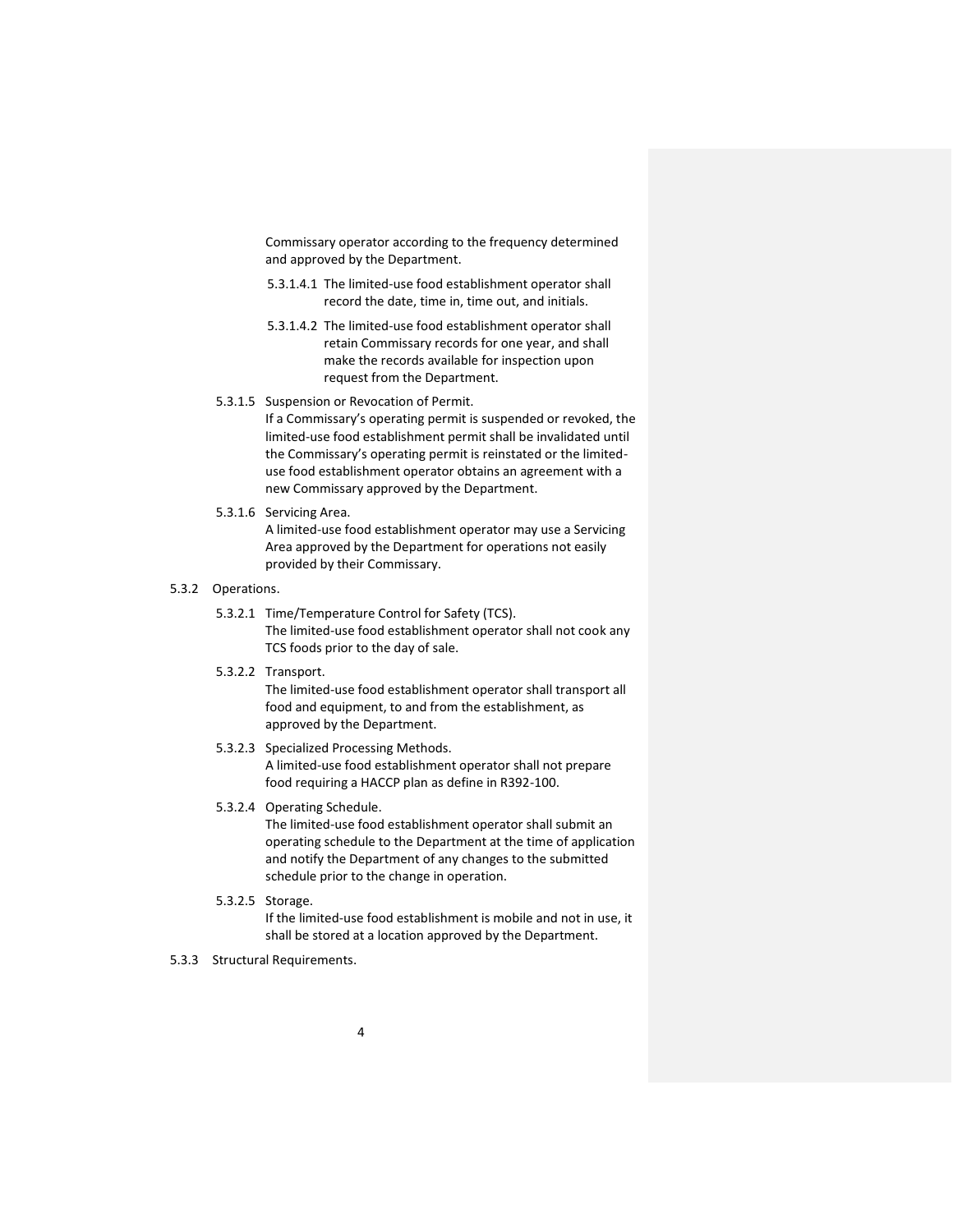Commissary operator according to the frequency determined and approved by the Department.

5.3.1.4.1 The limited-use food establishment operator shall record the date, time in, time out, and initials.

5.3.1.4.2 The limited-use food establishment operator shall retain Commissary records for one year, and shall make the records available for inspection upon request from the Department.

5.3.1.5 Suspension or Revocation of Permit.
If a Commissary's operating permit is suspended or revoked, the limited-use food establishment permit shall be invalidated until the Commissary's operating permit is reinstated or the limited-use food establishment operator obtains an agreement with a new Commissary approved by the Department.

5.3.1.6 Servicing Area.
A limited-use food establishment operator may use a Servicing Area approved by the Department for operations not easily provided by their Commissary.

5.3.2 Operations.

5.3.2.1 Time/Temperature Control for Safety (TCS).
The limited-use food establishment operator shall not cook any TCS foods prior to the day of sale.

5.3.2.2 Transport.
The limited-use food establishment operator shall transport all food and equipment, to and from the establishment, as approved by the Department.

5.3.2.3 Specialized Processing Methods.
A limited-use food establishment operator shall not prepare food requiring a HACCP plan as define in R392-100.

5.3.2.4 Operating Schedule.
The limited-use food establishment operator shall submit an operating schedule to the Department at the time of application and notify the Department of any changes to the submitted schedule prior to the change in operation.

5.3.2.5 Storage.
If the limited-use food establishment is mobile and not in use, it shall be stored at a location approved by the Department.

5.3.3 Structural Requirements.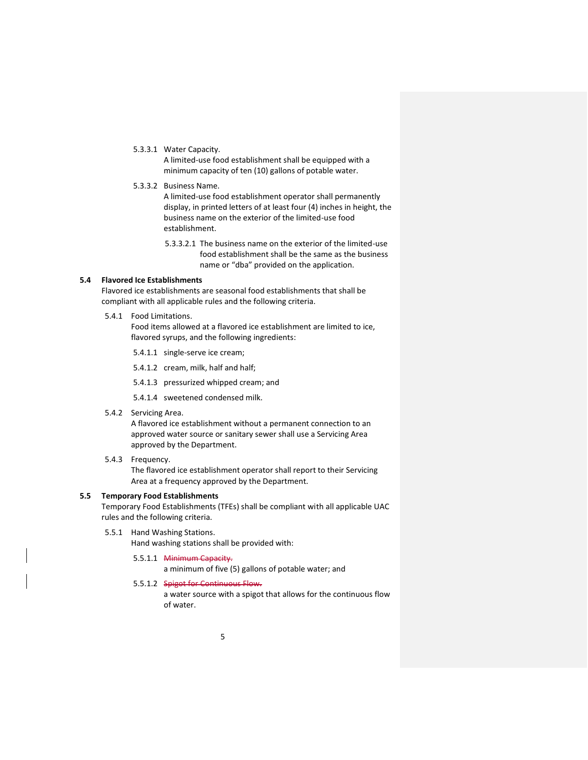5.3.3.1 Water Capacity.
A limited-use food establishment shall be equipped with a minimum capacity of ten (10) gallons of potable water.

5.3.3.2 Business Name.
A limited-use food establishment operator shall permanently display, in printed letters of at least four (4) inches in height, the business name on the exterior of the limited-use food establishment.

5.3.3.2.1 The business name on the exterior of the limited-use food establishment shall be the same as the business name or "dba" provided on the application.

**5.4 Flavored Ice Establishments**

Flavored ice establishments are seasonal food establishments that shall be compliant with all applicable rules and the following criteria.

5.4.1 Food Limitations.
Food items allowed at a flavored ice establishment are limited to ice, flavored syrups, and the following ingredients:

5.4.1.1 single-serve ice cream;

5.4.1.2 cream, milk, half and half;

5.4.1.3 pressurized whipped cream; and

5.4.1.4 sweetened condensed milk.

5.4.2 Servicing Area.
A flavored ice establishment without a permanent connection to an approved water source or sanitary sewer shall use a Servicing Area approved by the Department.

5.4.3 Frequency.
The flavored ice establishment operator shall report to their Servicing Area at a frequency approved by the Department.

**5.5 Temporary Food Establishments**

Temporary Food Establishments (TFEs) shall be compliant with all applicable UAC rules and the following criteria.

5.5.1 Hand Washing Stations.
Hand washing stations shall be provided with:

5.5.1.1 ~~Minimum Capacity.~~
a minimum of five (5) gallons of potable water; and

5.5.1.2 ~~Spigot for Continuous Flow.~~
a water source with a spigot that allows for the continuous flow of water.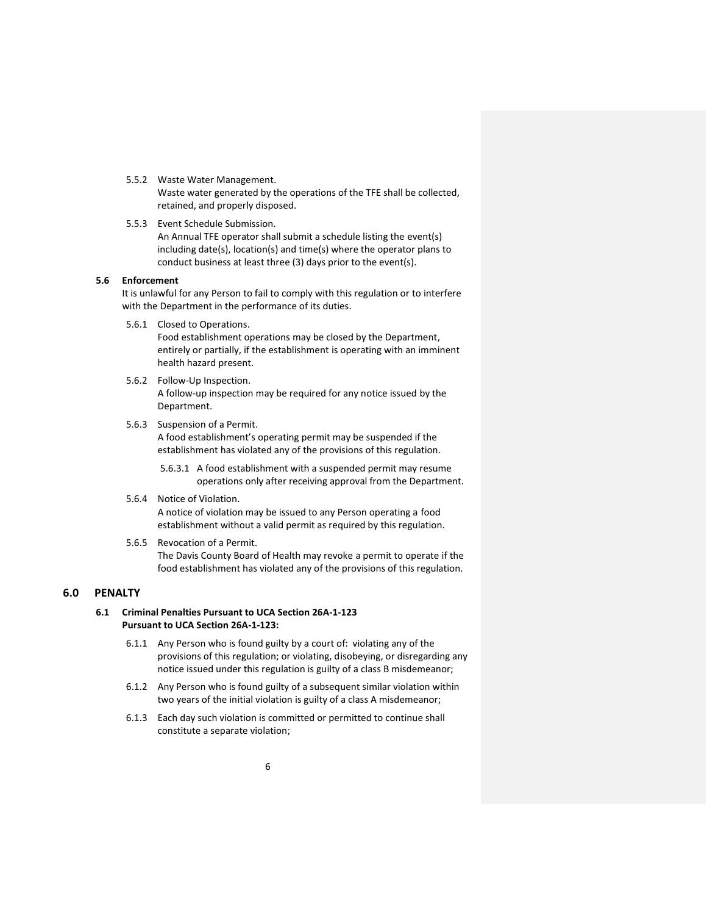5.5.2 Waste Water Management.
Waste water generated by the operations of the TFE shall be collected, retained, and properly disposed.

5.5.3 Event Schedule Submission.
An Annual TFE operator shall submit a schedule listing the event(s) including date(s), location(s) and time(s) where the operator plans to conduct business at least three (3) days prior to the event(s).

### 5.6 Enforcement

It is unlawful for any Person to fail to comply with this regulation or to interfere with the Department in the performance of its duties.

5.6.1 Closed to Operations.
Food establishment operations may be closed by the Department, entirely or partially, if the establishment is operating with an imminent health hazard present.

5.6.2 Follow-Up Inspection.
A follow-up inspection may be required for any notice issued by the Department.

5.6.3 Suspension of a Permit.
A food establishment's operating permit may be suspended if the establishment has violated any of the provisions of this regulation.

5.6.3.1 A food establishment with a suspended permit may resume operations only after receiving approval from the Department.

5.6.4 Notice of Violation.
A notice of violation may be issued to any Person operating a food establishment without a valid permit as required by this regulation.

5.6.5 Revocation of a Permit.
The Davis County Board of Health may revoke a permit to operate if the food establishment has violated any of the provisions of this regulation.

## 6.0 PENALTY

### 6.1 Criminal Penalties Pursuant to UCA Section 26A-1-123
**Pursuant to UCA Section 26A-1-123:**

6.1.1 Any Person who is found guilty by a court of: violating any of the provisions of this regulation; or violating, disobeying, or disregarding any notice issued under this regulation is guilty of a class B misdemeanor;

6.1.2 Any Person who is found guilty of a subsequent similar violation within two years of the initial violation is guilty of a class A misdemeanor;

6.1.3 Each day such violation is committed or permitted to continue shall constitute a separate violation;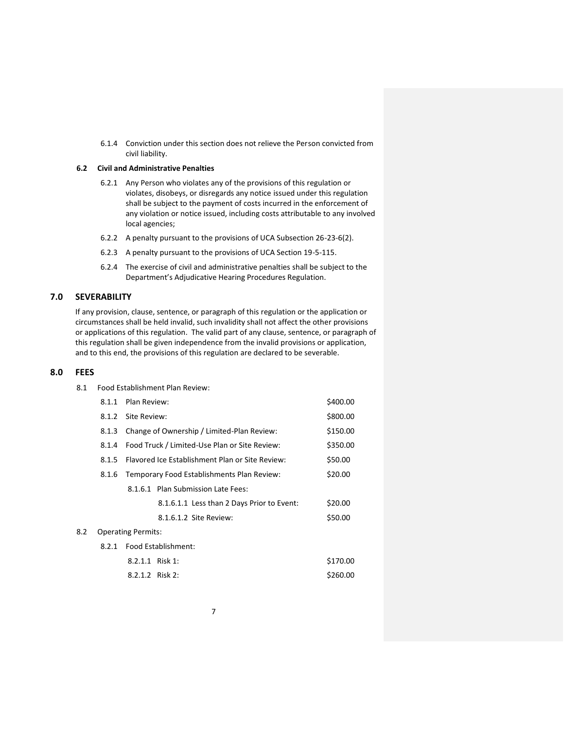6.1.4 Conviction under this section does not relieve the Person convicted from civil liability.

**6.2 Civil and Administrative Penalties**

6.2.1 Any Person who violates any of the provisions of this regulation or violates, disobeys, or disregards any notice issued under this regulation shall be subject to the payment of costs incurred in the enforcement of any violation or notice issued, including costs attributable to any involved local agencies;

6.2.2 A penalty pursuant to the provisions of UCA Subsection 26-23-6(2).

6.2.3 A penalty pursuant to the provisions of UCA Section 19-5-115.

6.2.4 The exercise of civil and administrative penalties shall be subject to the Department's Adjudicative Hearing Procedures Regulation.

## 7.0 SEVERABILITY

If any provision, clause, sentence, or paragraph of this regulation or the application or circumstances shall be held invalid, such invalidity shall not affect the other provisions or applications of this regulation. The valid part of any clause, sentence, or paragraph of this regulation shall be given independence from the invalid provisions or application, and to this end, the provisions of this regulation are declared to be severable.

## 8.0 FEES

8.1 Food Establishment Plan Review:

| | |
|---|---|
| 8.1.1 Plan Review: | $400.00 |
| 8.1.2 Site Review: | $800.00 |
| 8.1.3 Change of Ownership / Limited-Plan Review: | $150.00 |
| 8.1.4 Food Truck / Limited-Use Plan or Site Review: | $350.00 |
| 8.1.5 Flavored Ice Establishment Plan or Site Review: | $50.00 |
| 8.1.6 Temporary Food Establishments Plan Review: | $20.00 |
| 8.1.6.1 Plan Submission Late Fees: | |
| 8.1.6.1.1 Less than 2 Days Prior to Event: | $20.00 |
| 8.1.6.1.2 Site Review: | $50.00 |

8.2 Operating Permits:

8.2.1 Food Establishment:

| | |
|---|---|
| 8.2.1.1 Risk 1: | $170.00 |
| 8.2.1.2 Risk 2: | $260.00 |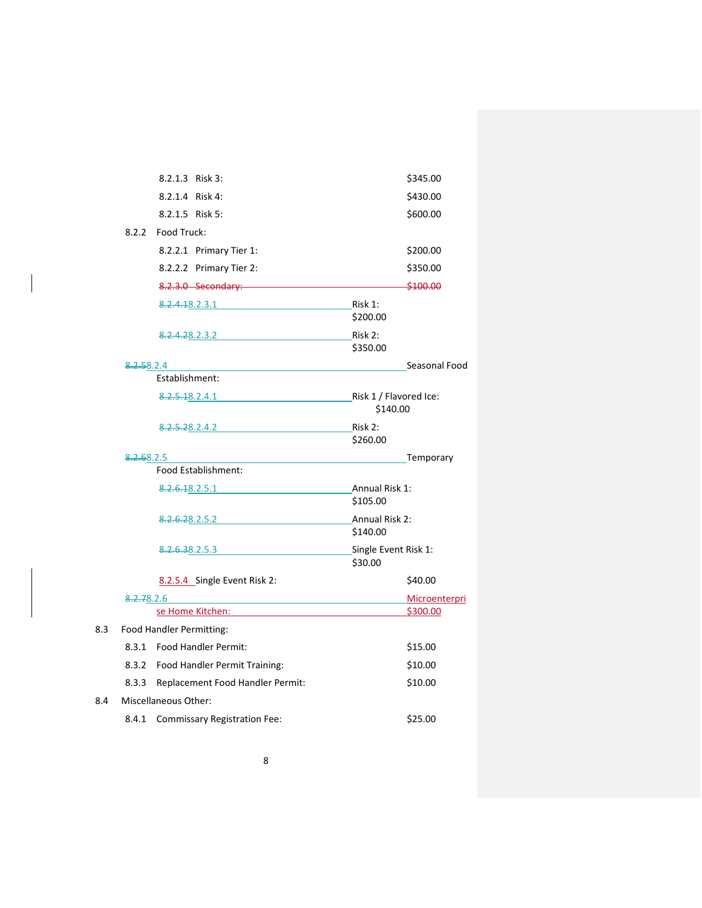8.2.1.3 Risk 3: $345.00

8.2.1.4 Risk 4: $430.00

8.2.1.5 Risk 5: $600.00

8.2.2 Food Truck:

8.2.2.1 Primary Tier 1: $200.00

8.2.2.2 Primary Tier 2: $350.00

~~8.2.3.0 Secondary: $100.00~~

~~8.2.4.1~~8.2.3.1 Risk 1: $200.00

~~8.2.4.2~~8.2.3.2 Risk 2: $350.00

~~8.2.5~~8.2.4 Seasonal Food Establishment:

~~8.2.5.1~~8.2.4.1 Risk 1 / Flavored Ice: $140.00

~~8.2.5.2~~8.2.4.2 Risk 2: $260.00

~~8.2.6~~8.2.5 Temporary Food Establishment:

~~8.2.6.1~~8.2.5.1 Annual Risk 1: $105.00

~~8.2.6.2~~8.2.5.2 Annual Risk 2: $140.00

~~8.2.6.3~~8.2.5.3 Single Event Risk 1: $30.00

8.2.5.4 Single Event Risk 2: $40.00

~~8.2.7~~8.2.6 Microenterprise Home Kitchen: $300.00

8.3 Food Handler Permitting:

8.3.1 Food Handler Permit: $15.00

8.3.2 Food Handler Permit Training: $10.00

8.3.3 Replacement Food Handler Permit: $10.00

8.4 Miscellaneous Other:

8.4.1 Commissary Registration Fee: $25.00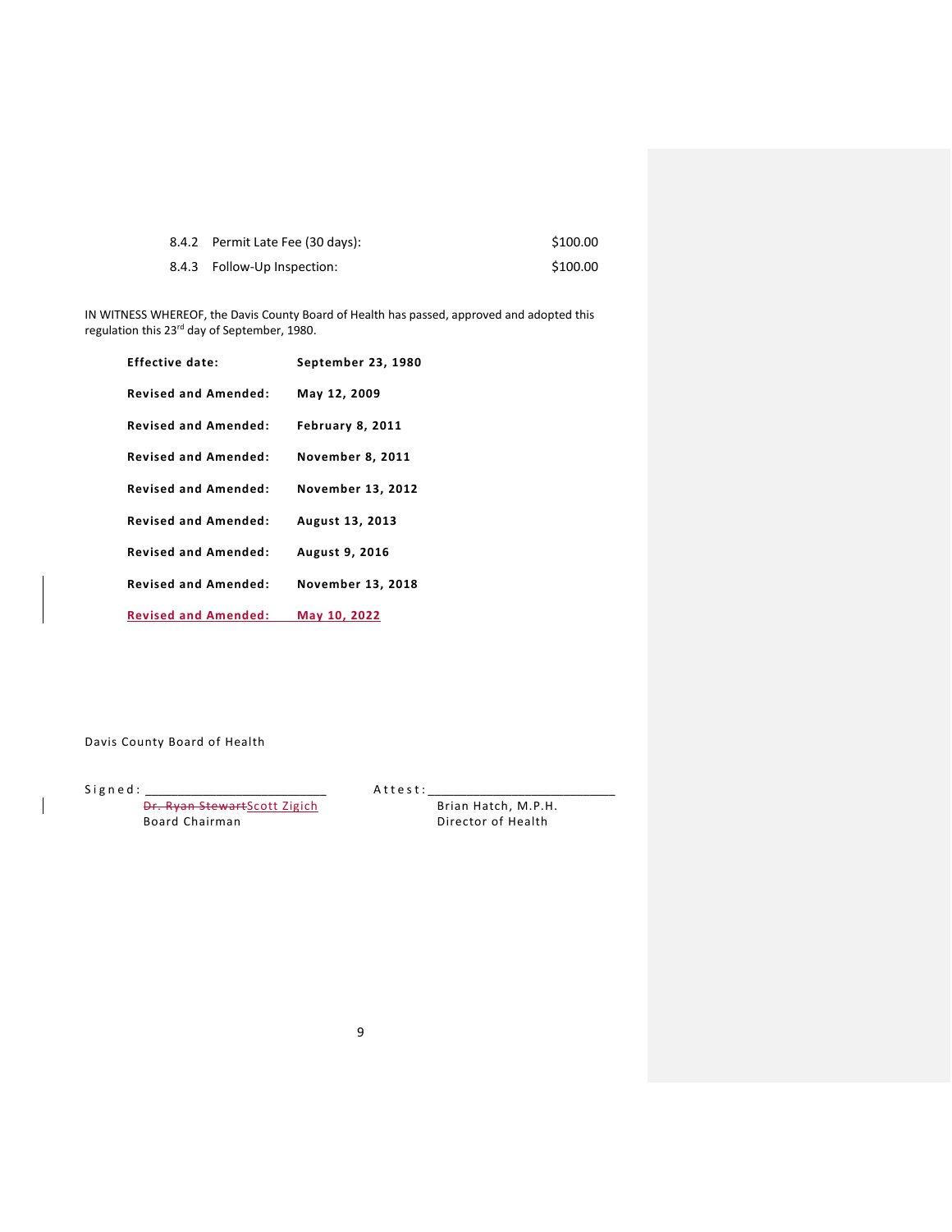8.4.2 Permit Late Fee (30 days): $100.00

8.4.3 Follow-Up Inspection: $100.00

IN WITNESS WHEREOF, the Davis County Board of Health has passed, approved and adopted this regulation this 23rd day of September, 1980.

| | |
|---|---|
| **Effective date:** | **September 23, 1980** |
| **Revised and Amended:** | **May 12, 2009** |
| **Revised and Amended:** | **February 8, 2011** |
| **Revised and Amended:** | **November 8, 2011** |
| **Revised and Amended:** | **November 13, 2012** |
| **Revised and Amended:** | **August 13, 2013** |
| **Revised and Amended:** | **August 9, 2016** |
| **Revised and Amended:** | **November 13, 2018** |
| **Revised and Amended:** | **May 10, 2022** |

Davis County Board of Health

Signed: ___________________________
~~Dr. Ryan Stewart~~Scott Zigich
Board Chairman

Attest: ___________________________
Brian Hatch, M.P.H.
Director of Health